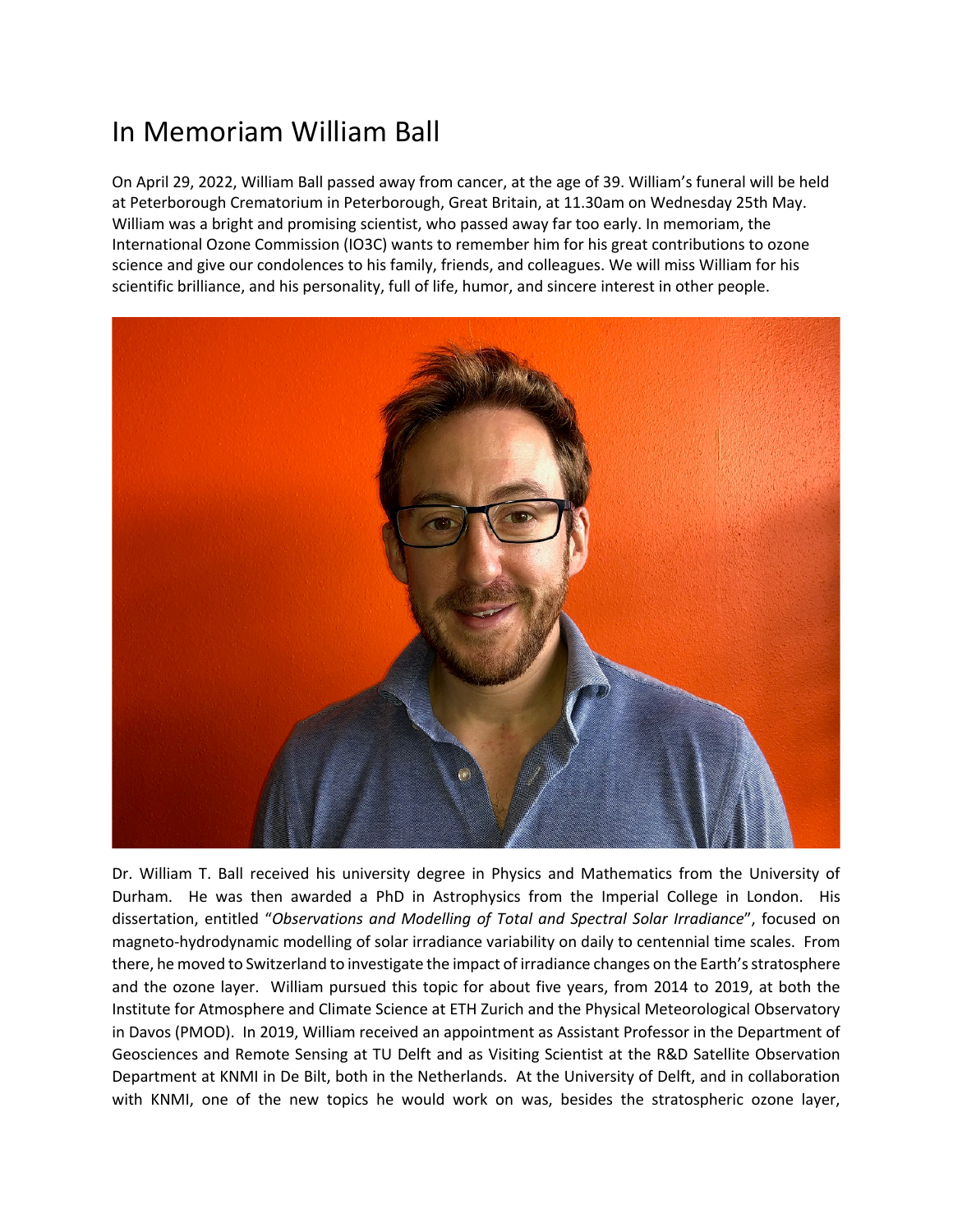# In Memoriam William Ball

On April 29, 2022, William Ball passed away from cancer, at the age of 39. William's funeral will be held at Peterborough Crematorium in Peterborough, Great Britain, at 11.30am on Wednesday 25th May. William was a bright and promising scientist, who passed away far too early. In memoriam, the International Ozone Commission (IO3C) wants to remember him for his great contributions to ozone science and give our condolences to his family, friends, and colleagues. We will miss William for his scientific brilliance, and his personality, full of life, humor, and sincere interest in other people.

Dr. William T. Ball received his university degree in Physics and Mathematics from the University of Durham. He was then awarded a PhD in Astrophysics from the Imperial College in London. His dissertation, entitled "*Observations and Modelling of Total and Spectral Solar Irradiance*", focused on magneto-hydrodynamic modelling of solar irradiance variability on daily to centennial time scales. From there, he moved to Switzerland to investigate the impact of irradiance changes on the Earth's stratosphere and the ozone layer. William pursued this topic for about five years, from 2014 to 2019, at both the Institute for Atmosphere and Climate Science at ETH Zurich and the Physical Meteorological Observatory in Davos (PMOD). In 2019, William received an appointment as Assistant Professor in the Department of Geosciences and Remote Sensing at TU Delft and as Visiting Scientist at the R&D Satellite Observation Department at KNMI in De Bilt, both in the Netherlands. At the University of Delft, and in collaboration with KNMI, one of the new topics he would work on was, besides the stratospheric ozone layer,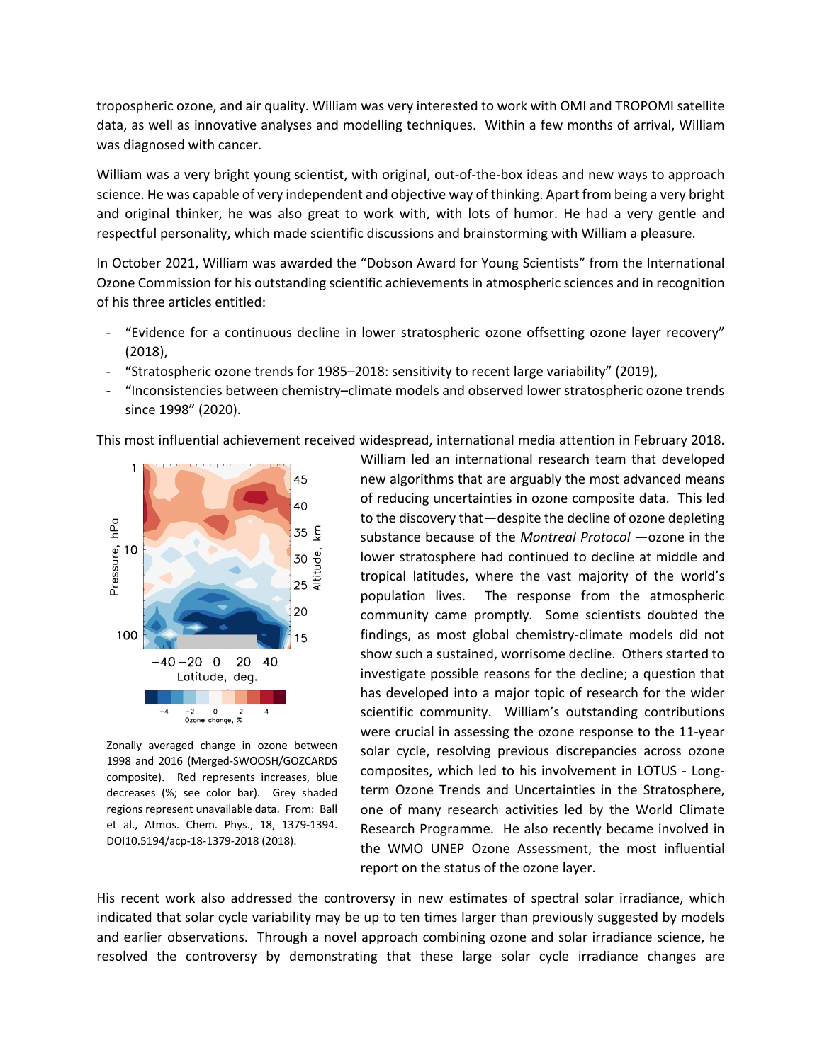tropospheric ozone, and air quality. William was very interested to work with OMI and TROPOMI satellite data, as well as innovative analyses and modelling techniques. Within a few months of arrival, William was diagnosed with cancer.

William was a very bright young scientist, with original, out-of-the-box ideas and new ways to approach science. He was capable of very independent and objective way of thinking. Apart from being a very bright and original thinker, he was also great to work with, with lots of humor. He had a very gentle and respectful personality, which made scientific discussions and brainstorming with William a pleasure.

In October 2021, William was awarded the "Dobson Award for Young Scientists" from the International Ozone Commission for his outstanding scientific achievements in atmospheric sciences and in recognition of his three articles entitled:

- "Evidence for a continuous decline in lower stratospheric ozone offsetting ozone layer recovery" (2018),
- "Stratospheric ozone trends for 1985–2018: sensitivity to recent large variability" (2019),
- "Inconsistencies between chemistry–climate models and observed lower stratospheric ozone trends since 1998" (2020).

This most influential achievement received widespread, international media attention in February 2018. William led an international research team that developed new algorithms that are arguably the most advanced means of reducing uncertainties in ozone composite data. This led to the discovery that—despite the decline of ozone depleting substance because of the *Montreal Protocol* —ozone in the lower stratosphere had continued to decline at middle and tropical latitudes, where the vast majority of the world's population lives. The response from the atmospheric community came promptly. Some scientists doubted the findings, as most global chemistry-climate models did not show such a sustained, worrisome decline. Others started to investigate possible reasons for the decline; a question that has developed into a major topic of research for the wider scientific community. William's outstanding contributions were crucial in assessing the ozone response to the 11-year solar cycle, resolving previous discrepancies across ozone composites, which led to his involvement in LOTUS - Long-term Ozone Trends and Uncertainties in the Stratosphere, one of many research activities led by the World Climate Research Programme. He also recently became involved in the WMO UNEP Ozone Assessment, the most influential report on the status of the ozone layer.

Zonally averaged change in ozone between 1998 and 2016 (Merged-SWOOSH/GOZCARDS composite). Red represents increases, blue decreases (%; see color bar). Grey shaded regions represent unavailable data. From: Ball et al., Atmos. Chem. Phys., 18, 1379-1394. DOI10.5194/acp-18-1379-2018 (2018).

His recent work also addressed the controversy in new estimates of spectral solar irradiance, which indicated that solar cycle variability may be up to ten times larger than previously suggested by models and earlier observations. Through a novel approach combining ozone and solar irradiance science, he resolved the controversy by demonstrating that these large solar cycle irradiance changes are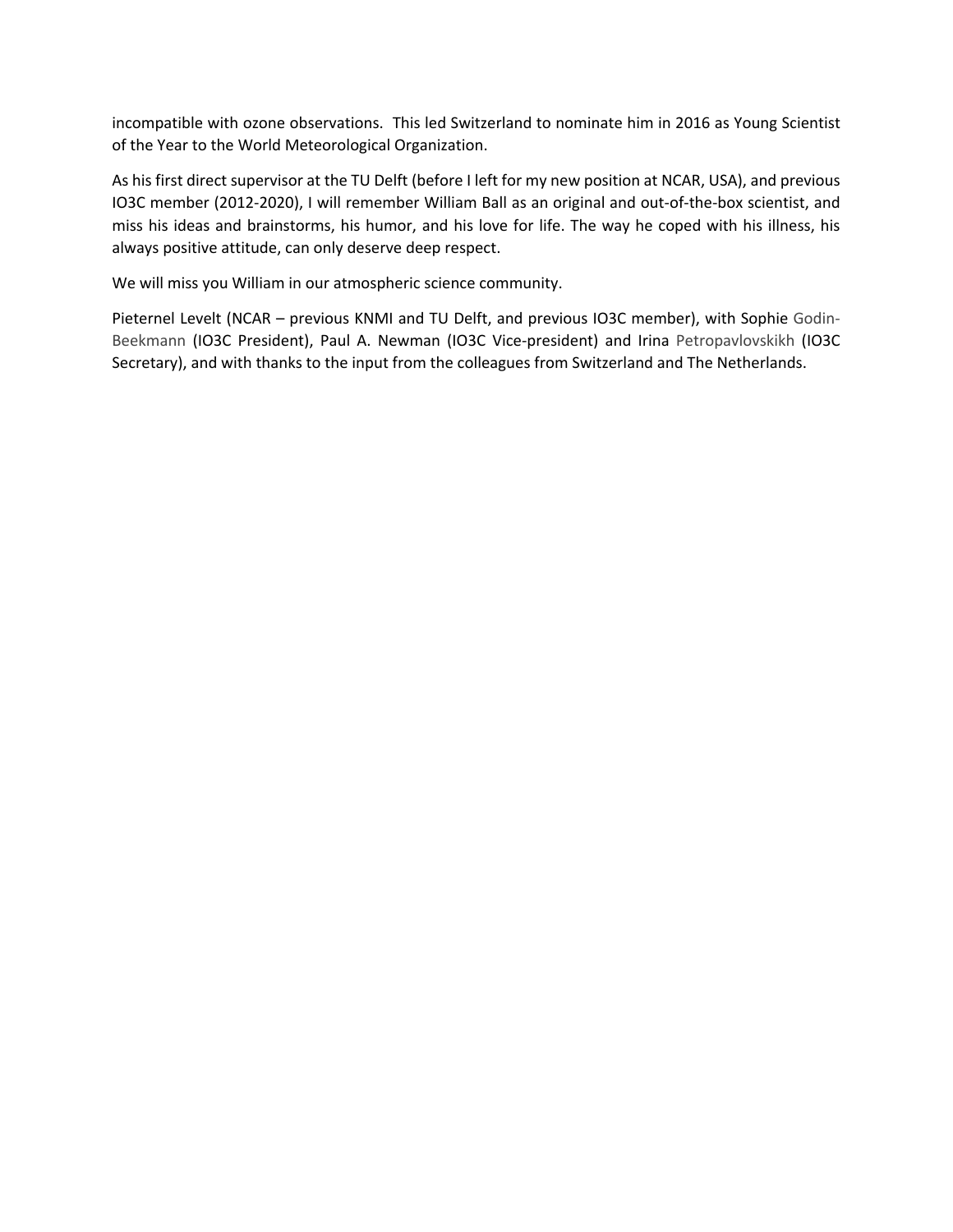incompatible with ozone observations. This led Switzerland to nominate him in 2016 as Young Scientist of the Year to the World Meteorological Organization.

As his first direct supervisor at the TU Delft (before I left for my new position at NCAR, USA), and previous IO3C member (2012-2020), I will remember William Ball as an original and out-of-the-box scientist, and miss his ideas and brainstorms, his humor, and his love for life. The way he coped with his illness, his always positive attitude, can only deserve deep respect.

We will miss you William in our atmospheric science community.

Pieternel Levelt (NCAR – previous KNMI and TU Delft, and previous IO3C member), with Sophie Godin-Beekmann (IO3C President), Paul A. Newman (IO3C Vice-president) and Irina Petropavlovskikh (IO3C Secretary), and with thanks to the input from the colleagues from Switzerland and The Netherlands.